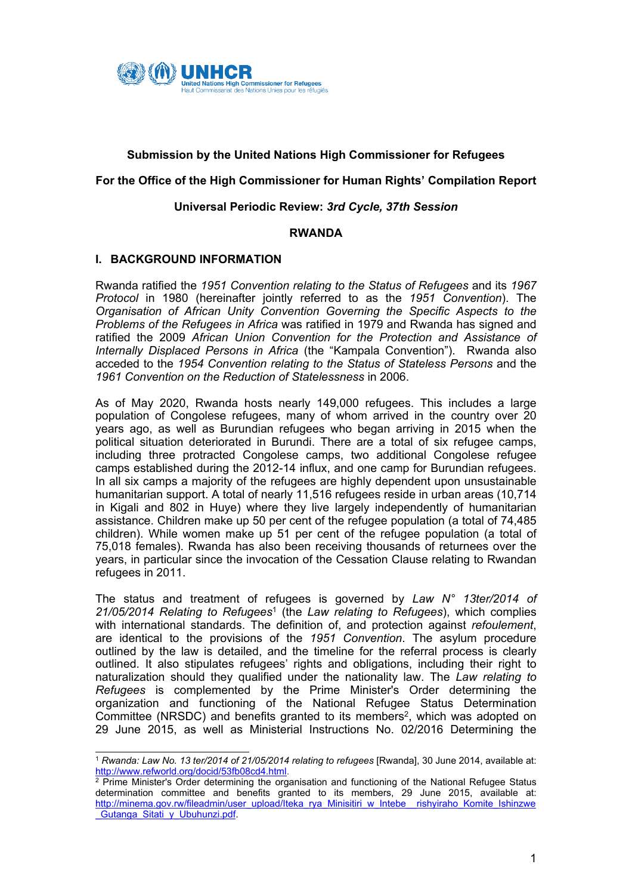UNHCR
United Nations High Commissioner for Refugees
Haut Commissariat des Nations Unies pour les réfugiés

**Submission by the United Nations High Commissioner for Refugees**

**For the Office of the High Commissioner for Human Rights' Compilation Report**

**Universal Periodic Review: *3rd Cycle, 37th Session***

**RWANDA**

## I. BACKGROUND INFORMATION

Rwanda ratified the *1951 Convention relating to the Status of Refugees* and its *1967 Protocol* in 1980 (hereinafter jointly referred to as the *1951 Convention*). The *Organisation of African Unity Convention Governing the Specific Aspects to the Problems of the Refugees in Africa* was ratified in 1979 and Rwanda has signed and ratified the 2009 *African Union Convention for the Protection and Assistance of Internally Displaced Persons in Africa* (the "Kampala Convention"). Rwanda also acceded to the *1954 Convention relating to the Status of Stateless Persons* and the *1961 Convention on the Reduction of Statelessness* in 2006.

As of May 2020, Rwanda hosts nearly 149,000 refugees. This includes a large population of Congolese refugees, many of whom arrived in the country over 20 years ago, as well as Burundian refugees who began arriving in 2015 when the political situation deteriorated in Burundi. There are a total of six refugee camps, including three protracted Congolese camps, two additional Congolese refugee camps established during the 2012-14 influx, and one camp for Burundian refugees. In all six camps a majority of the refugees are highly dependent upon unsustainable humanitarian support. A total of nearly 11,516 refugees reside in urban areas (10,714 in Kigali and 802 in Huye) where they live largely independently of humanitarian assistance. Children make up 50 per cent of the refugee population (a total of 74,485 children). While women make up 51 per cent of the refugee population (a total of 75,018 females). Rwanda has also been receiving thousands of returnees over the years, in particular since the invocation of the Cessation Clause relating to Rwandan refugees in 2011.

The status and treatment of refugees is governed by *Law N° 13ter/2014 of 21/05/2014 Relating to Refugees*[1] (the *Law relating to Refugees*), which complies with international standards. The definition of, and protection against *refoulement*, are identical to the provisions of the *1951 Convention*. The asylum procedure outlined by the law is detailed, and the timeline for the referral process is clearly outlined. It also stipulates refugees' rights and obligations, including their right to naturalization should they qualified under the nationality law. The *Law relating to Refugees* is complemented by the Prime Minister's Order determining the organization and functioning of the National Refugee Status Determination Committee (NRSDC) and benefits granted to its members[2], which was adopted on 29 June 2015, as well as Ministerial Instructions No. 02/2016 Determining the

---

[1] *Rwanda: Law No. 13 ter/2014 of 21/05/2014 relating to refugees* [Rwanda], 30 June 2014, available at: http://www.refworld.org/docid/53fb08cd4.html.

[2] Prime Minister's Order determining the organisation and functioning of the National Refugee Status determination committee and benefits granted to its members, 29 June 2015, available at: http://minema.gov.rw/fileadmin/user_upload/Iteka_rya_Minisitiri_w_Intebe__rishyiraho_Komite_Ishinzwe_Gutanga_Sitati_y_Ubuhunzi.pdf.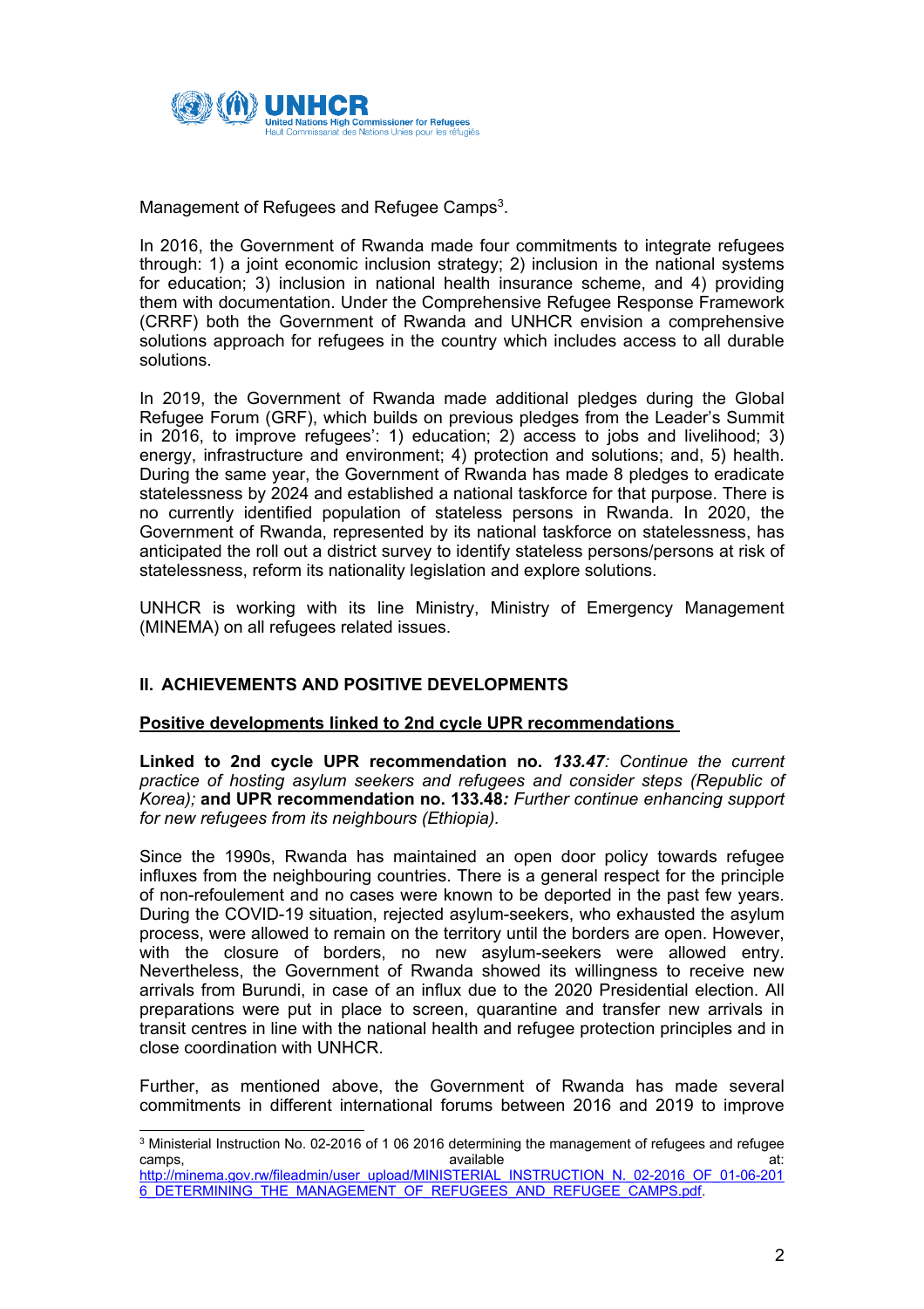Management of Refugees and Refugee Camps[3].

In 2016, the Government of Rwanda made four commitments to integrate refugees through: 1) a joint economic inclusion strategy; 2) inclusion in the national systems for education; 3) inclusion in national health insurance scheme, and 4) providing them with documentation. Under the Comprehensive Refugee Response Framework (CRRF) both the Government of Rwanda and UNHCR envision a comprehensive solutions approach for refugees in the country which includes access to all durable solutions.

In 2019, the Government of Rwanda made additional pledges during the Global Refugee Forum (GRF), which builds on previous pledges from the Leader's Summit in 2016, to improve refugees': 1) education; 2) access to jobs and livelihood; 3) energy, infrastructure and environment; 4) protection and solutions; and, 5) health. During the same year, the Government of Rwanda has made 8 pledges to eradicate statelessness by 2024 and established a national taskforce for that purpose. There is no currently identified population of stateless persons in Rwanda. In 2020, the Government of Rwanda, represented by its national taskforce on statelessness, has anticipated the roll out a district survey to identify stateless persons/persons at risk of statelessness, reform its nationality legislation and explore solutions.

UNHCR is working with its line Ministry, Ministry of Emergency Management (MINEMA) on all refugees related issues.

## II. ACHIEVEMENTS AND POSITIVE DEVELOPMENTS

### Positive developments linked to 2nd cycle UPR recommendations

**Linked to 2nd cycle UPR recommendation no. *133.47*:** *Continue the current practice of hosting asylum seekers and refugees and consider steps (Republic of Korea);* **and UPR recommendation no. 133.48*:*** *Further continue enhancing support for new refugees from its neighbours (Ethiopia).*

Since the 1990s, Rwanda has maintained an open door policy towards refugee influxes from the neighbouring countries. There is a general respect for the principle of non-refoulement and no cases were known to be deported in the past few years. During the COVID-19 situation, rejected asylum-seekers, who exhausted the asylum process, were allowed to remain on the territory until the borders are open. However, with the closure of borders, no new asylum-seekers were allowed entry. Nevertheless, the Government of Rwanda showed its willingness to receive new arrivals from Burundi, in case of an influx due to the 2020 Presidential election. All preparations were put in place to screen, quarantine and transfer new arrivals in transit centres in line with the national health and refugee protection principles and in close coordination with UNHCR.

Further, as mentioned above, the Government of Rwanda has made several commitments in different international forums between 2016 and 2019 to improve

---

[3] Ministerial Instruction No. 02-2016 of 1 06 2016 determining the management of refugees and refugee camps, available at: http://minema.gov.rw/fileadmin/user_upload/MINISTERIAL_INSTRUCTION_N._02-2016_OF_01-06-2016_DETERMINING_THE_MANAGEMENT_OF_REFUGEES_AND_REFUGEE_CAMPS.pdf.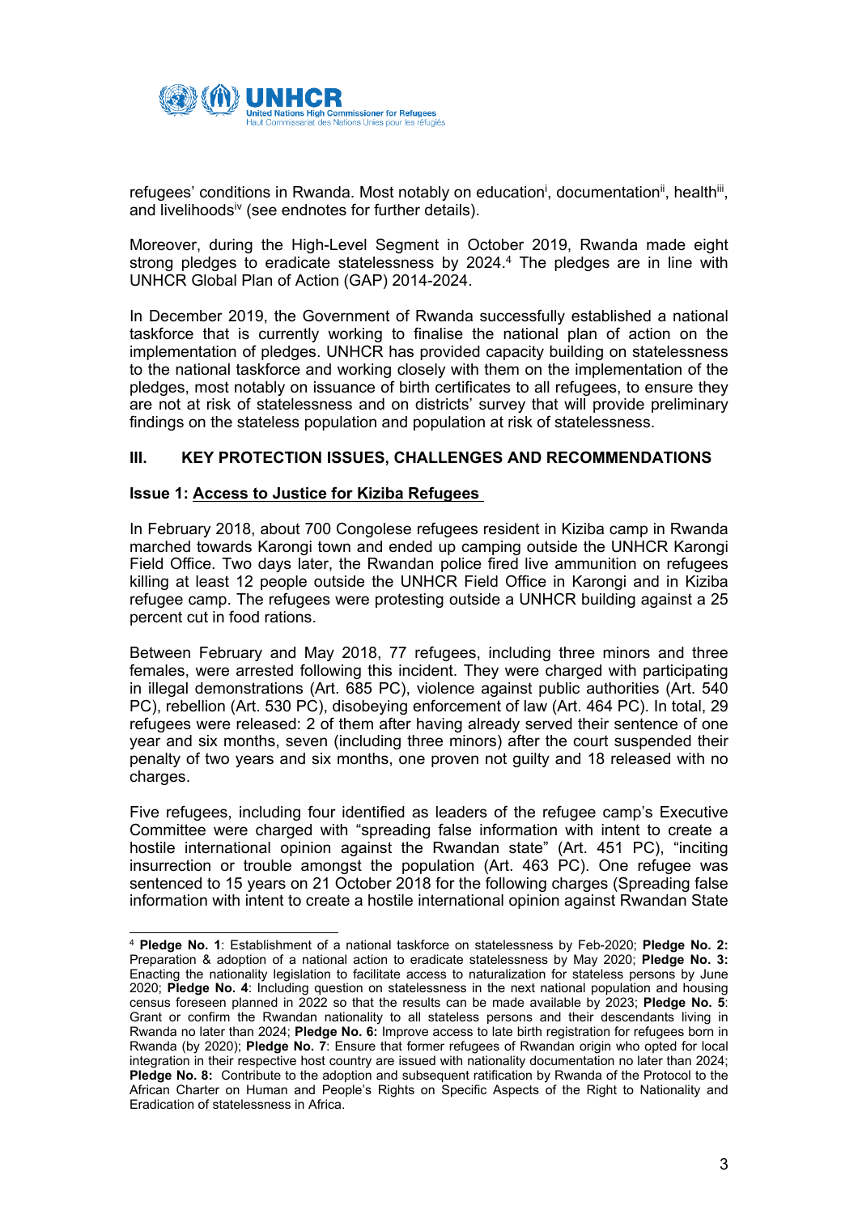refugees' conditions in Rwanda. Most notably on education[i], documentation[ii], health[iii], and livelihoods[iv] (see endnotes for further details).

Moreover, during the High-Level Segment in October 2019, Rwanda made eight strong pledges to eradicate statelessness by 2024.[4] The pledges are in line with UNHCR Global Plan of Action (GAP) 2014-2024.

In December 2019, the Government of Rwanda successfully established a national taskforce that is currently working to finalise the national plan of action on the implementation of pledges. UNHCR has provided capacity building on statelessness to the national taskforce and working closely with them on the implementation of the pledges, most notably on issuance of birth certificates to all refugees, to ensure they are not at risk of statelessness and on districts' survey that will provide preliminary findings on the stateless population and population at risk of statelessness.

## III. KEY PROTECTION ISSUES, CHALLENGES AND RECOMMENDATIONS

### Issue 1: Access to Justice for Kiziba Refugees

In February 2018, about 700 Congolese refugees resident in Kiziba camp in Rwanda marched towards Karongi town and ended up camping outside the UNHCR Karongi Field Office. Two days later, the Rwandan police fired live ammunition on refugees killing at least 12 people outside the UNHCR Field Office in Karongi and in Kiziba refugee camp. The refugees were protesting outside a UNHCR building against a 25 percent cut in food rations.

Between February and May 2018, 77 refugees, including three minors and three females, were arrested following this incident. They were charged with participating in illegal demonstrations (Art. 685 PC), violence against public authorities (Art. 540 PC), rebellion (Art. 530 PC), disobeying enforcement of law (Art. 464 PC). In total, 29 refugees were released: 2 of them after having already served their sentence of one year and six months, seven (including three minors) after the court suspended their penalty of two years and six months, one proven not guilty and 18 released with no charges.

Five refugees, including four identified as leaders of the refugee camp's Executive Committee were charged with "spreading false information with intent to create a hostile international opinion against the Rwandan state" (Art. 451 PC), "inciting insurrection or trouble amongst the population (Art. 463 PC). One refugee was sentenced to 15 years on 21 October 2018 for the following charges (Spreading false information with intent to create a hostile international opinion against Rwandan State

---

[4] **Pledge No. 1**: Establishment of a national taskforce on statelessness by Feb-2020; **Pledge No. 2:** Preparation & adoption of a national action to eradicate statelessness by May 2020; **Pledge No. 3:** Enacting the nationality legislation to facilitate access to naturalization for stateless persons by June 2020; **Pledge No. 4**: Including question on statelessness in the next national population and housing census foreseen planned in 2022 so that the results can be made available by 2023; **Pledge No. 5**: Grant or confirm the Rwandan nationality to all stateless persons and their descendants living in Rwanda no later than 2024; **Pledge No. 6:** Improve access to late birth registration for refugees born in Rwanda (by 2020); **Pledge No. 7**: Ensure that former refugees of Rwandan origin who opted for local integration in their respective host country are issued with nationality documentation no later than 2024; **Pledge No. 8:** Contribute to the adoption and subsequent ratification by Rwanda of the Protocol to the African Charter on Human and People's Rights on Specific Aspects of the Right to Nationality and Eradication of statelessness in Africa.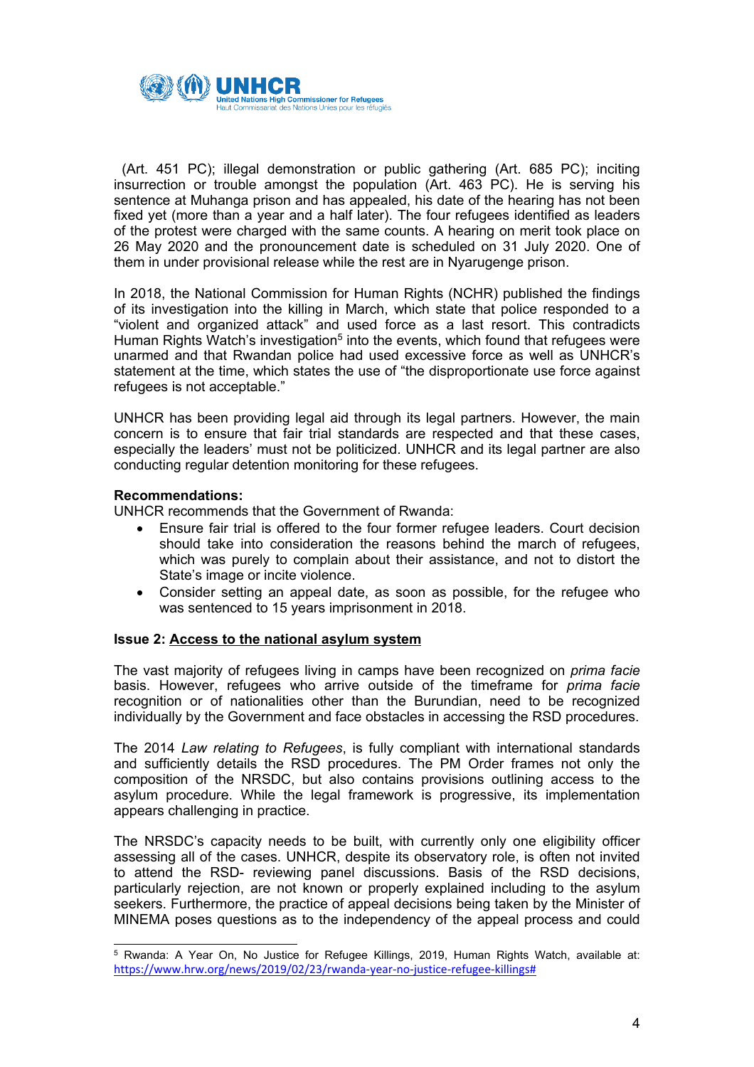(Art. 451 PC); illegal demonstration or public gathering (Art. 685 PC); inciting insurrection or trouble amongst the population (Art. 463 PC). He is serving his sentence at Muhanga prison and has appealed, his date of the hearing has not been fixed yet (more than a year and a half later). The four refugees identified as leaders of the protest were charged with the same counts. A hearing on merit took place on 26 May 2020 and the pronouncement date is scheduled on 31 July 2020. One of them in under provisional release while the rest are in Nyarugenge prison.

In 2018, the National Commission for Human Rights (NCHR) published the findings of its investigation into the killing in March, which state that police responded to a "violent and organized attack" and used force as a last resort. This contradicts Human Rights Watch's investigation[5] into the events, which found that refugees were unarmed and that Rwandan police had used excessive force as well as UNHCR's statement at the time, which states the use of "the disproportionate use force against refugees is not acceptable."

UNHCR has been providing legal aid through its legal partners. However, the main concern is to ensure that fair trial standards are respected and that these cases, especially the leaders' must not be politicized. UNHCR and its legal partner are also conducting regular detention monitoring for these refugees.

**Recommendations:**
UNHCR recommends that the Government of Rwanda:

- Ensure fair trial is offered to the four former refugee leaders. Court decision should take into consideration the reasons behind the march of refugees, which was purely to complain about their assistance, and not to distort the State's image or incite violence.
- Consider setting an appeal date, as soon as possible, for the refugee who was sentenced to 15 years imprisonment in 2018.

**Issue 2: <u>Access to the national asylum system</u>**

The vast majority of refugees living in camps have been recognized on *prima facie* basis. However, refugees who arrive outside of the timeframe for *prima facie* recognition or of nationalities other than the Burundian, need to be recognized individually by the Government and face obstacles in accessing the RSD procedures.

The 2014 *Law relating to Refugees*, is fully compliant with international standards and sufficiently details the RSD procedures. The PM Order frames not only the composition of the NRSDC, but also contains provisions outlining access to the asylum procedure. While the legal framework is progressive, its implementation appears challenging in practice.

The NRSDC's capacity needs to be built, with currently only one eligibility officer assessing all of the cases. UNHCR, despite its observatory role, is often not invited to attend the RSD- reviewing panel discussions. Basis of the RSD decisions, particularly rejection, are not known or properly explained including to the asylum seekers. Furthermore, the practice of appeal decisions being taken by the Minister of MINEMA poses questions as to the independency of the appeal process and could

---

[5] Rwanda: A Year On, No Justice for Refugee Killings, 2019, Human Rights Watch, available at: https://www.hrw.org/news/2019/02/23/rwanda-year-no-justice-refugee-killings#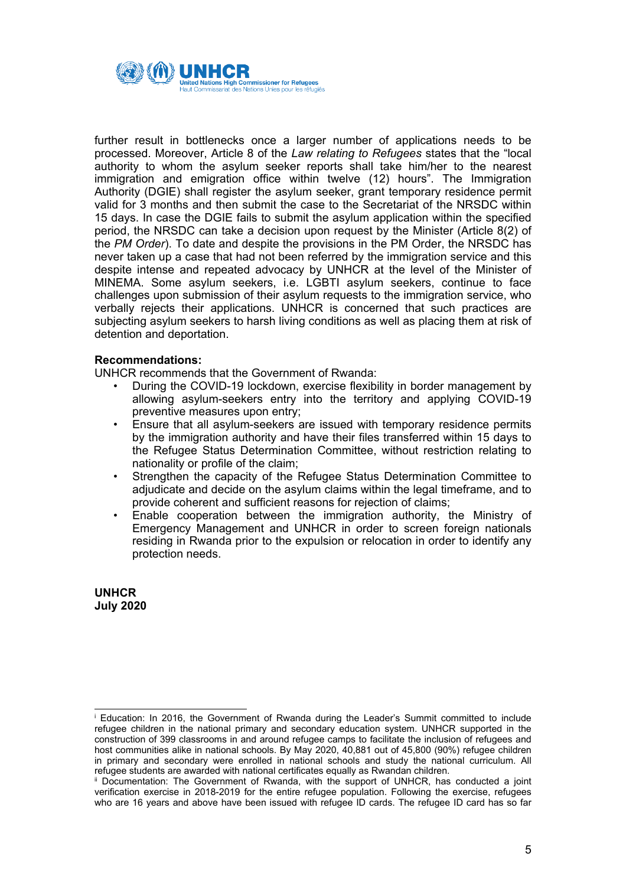further result in bottlenecks once a larger number of applications needs to be processed. Moreover, Article 8 of the *Law relating to Refugees* states that the "local authority to whom the asylum seeker reports shall take him/her to the nearest immigration and emigration office within twelve (12) hours". The Immigration Authority (DGIE) shall register the asylum seeker, grant temporary residence permit valid for 3 months and then submit the case to the Secretariat of the NRSDC within 15 days. In case the DGIE fails to submit the asylum application within the specified period, the NRSDC can take a decision upon request by the Minister (Article 8(2) of the *PM Order*). To date and despite the provisions in the PM Order, the NRSDC has never taken up a case that had not been referred by the immigration service and this despite intense and repeated advocacy by UNHCR at the level of the Minister of MINEMA. Some asylum seekers, i.e. LGBTI asylum seekers, continue to face challenges upon submission of their asylum requests to the immigration service, who verbally rejects their applications. UNHCR is concerned that such practices are subjecting asylum seekers to harsh living conditions as well as placing them at risk of detention and deportation.

**Recommendations:**

UNHCR recommends that the Government of Rwanda:

- During the COVID-19 lockdown, exercise flexibility in border management by allowing asylum-seekers entry into the territory and applying COVID-19 preventive measures upon entry;
- Ensure that all asylum-seekers are issued with temporary residence permits by the immigration authority and have their files transferred within 15 days to the Refugee Status Determination Committee, without restriction relating to nationality or profile of the claim;
- Strengthen the capacity of the Refugee Status Determination Committee to adjudicate and decide on the asylum claims within the legal timeframe, and to provide coherent and sufficient reasons for rejection of claims;
- Enable cooperation between the immigration authority, the Ministry of Emergency Management and UNHCR in order to screen foreign nationals residing in Rwanda prior to the expulsion or relocation in order to identify any protection needs.

**UNHCR**
**July 2020**

---

[i] Education: In 2016, the Government of Rwanda during the Leader's Summit committed to include refugee children in the national primary and secondary education system. UNHCR supported in the construction of 399 classrooms in and around refugee camps to facilitate the inclusion of refugees and host communities alike in national schools. By May 2020, 40,881 out of 45,800 (90%) refugee children in primary and secondary were enrolled in national schools and study the national curriculum. All refugee students are awarded with national certificates equally as Rwandan children.

[ii] Documentation: The Government of Rwanda, with the support of UNHCR, has conducted a joint verification exercise in 2018-2019 for the entire refugee population. Following the exercise, refugees who are 16 years and above have been issued with refugee ID cards. The refugee ID card has so far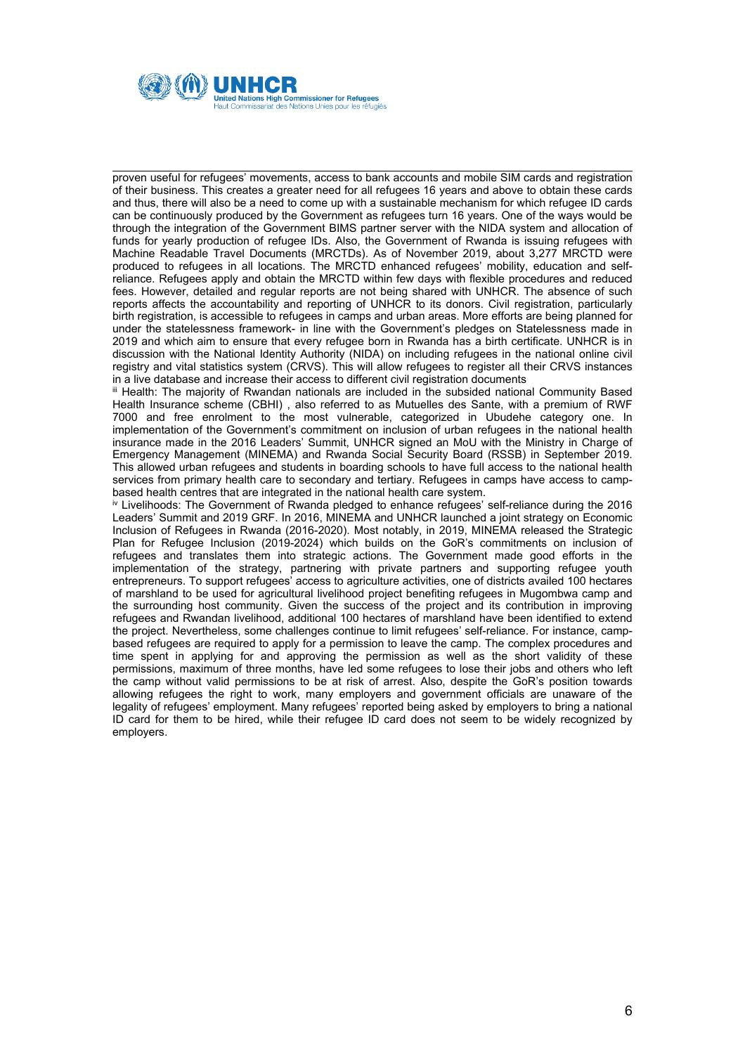proven useful for refugees' movements, access to bank accounts and mobile SIM cards and registration of their business. This creates a greater need for all refugees 16 years and above to obtain these cards and thus, there will also be a need to come up with a sustainable mechanism for which refugee ID cards can be continuously produced by the Government as refugees turn 16 years. One of the ways would be through the integration of the Government BIMS partner server with the NIDA system and allocation of funds for yearly production of refugee IDs. Also, the Government of Rwanda is issuing refugees with Machine Readable Travel Documents (MRCTDs). As of November 2019, about 3,277 MRCTD were produced to refugees in all locations. The MRCTD enhanced refugees' mobility, education and self-reliance. Refugees apply and obtain the MRCTD within few days with flexible procedures and reduced fees. However, detailed and regular reports are not being shared with UNHCR. The absence of such reports affects the accountability and reporting of UNHCR to its donors. Civil registration, particularly birth registration, is accessible to refugees in camps and urban areas. More efforts are being planned for under the statelessness framework- in line with the Government's pledges on Statelessness made in 2019 and which aim to ensure that every refugee born in Rwanda has a birth certificate. UNHCR is in discussion with the National Identity Authority (NIDA) on including refugees in the national online civil registry and vital statistics system (CRVS). This will allow refugees to register all their CRVS instances in a live database and increase their access to different civil registration documents

[iii] Health: The majority of Rwandan nationals are included in the subsided national Community Based Health Insurance scheme (CBHI) , also referred to as Mutuelles des Sante, with a premium of RWF 7000 and free enrolment to the most vulnerable, categorized in Ubudehe category one. In implementation of the Government's commitment on inclusion of urban refugees in the national health insurance made in the 2016 Leaders' Summit, UNHCR signed an MoU with the Ministry in Charge of Emergency Management (MINEMA) and Rwanda Social Security Board (RSSB) in September 2019. This allowed urban refugees and students in boarding schools to have full access to the national health services from primary health care to secondary and tertiary. Refugees in camps have access to camp-based health centres that are integrated in the national health care system.

[iv] Livelihoods: The Government of Rwanda pledged to enhance refugees' self-reliance during the 2016 Leaders' Summit and 2019 GRF. In 2016, MINEMA and UNHCR launched a joint strategy on Economic Inclusion of Refugees in Rwanda (2016-2020). Most notably, in 2019, MINEMA released the Strategic Plan for Refugee Inclusion (2019-2024) which builds on the GoR's commitments on inclusion of refugees and translates them into strategic actions. The Government made good efforts in the implementation of the strategy, partnering with private partners and supporting refugee youth entrepreneurs. To support refugees' access to agriculture activities, one of districts availed 100 hectares of marshland to be used for agricultural livelihood project benefiting refugees in Mugombwa camp and the surrounding host community. Given the success of the project and its contribution in improving refugees and Rwandan livelihood, additional 100 hectares of marshland have been identified to extend the project. Nevertheless, some challenges continue to limit refugees' self-reliance. For instance, camp-based refugees are required to apply for a permission to leave the camp. The complex procedures and time spent in applying for and approving the permission as well as the short validity of these permissions, maximum of three months, have led some refugees to lose their jobs and others who left the camp without valid permissions to be at risk of arrest. Also, despite the GoR's position towards allowing refugees the right to work, many employers and government officials are unaware of the legality of refugees' employment. Many refugees' reported being asked by employers to bring a national ID card for them to be hired, while their refugee ID card does not seem to be widely recognized by employers.